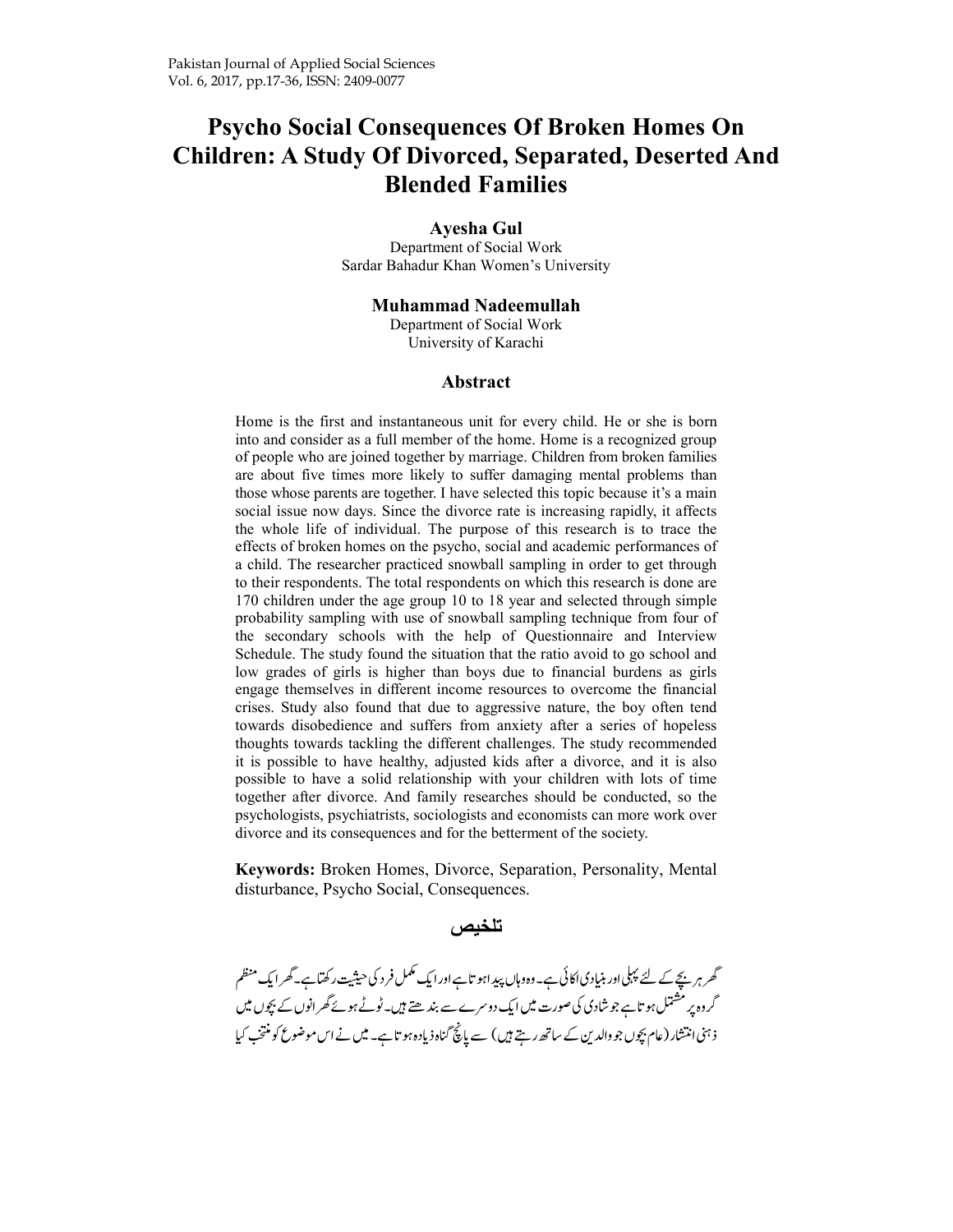# Psycho Social Consequences Of Broken Homes On Children: A Study Of Divorced, Separated, Deserted And Blended Families

**Ayesha Gul**
Department of Social Work
Sardar Bahadur Khan Women's University

**Muhammad Nadeemullah**
Department of Social Work
University of Karachi

## Abstract

Home is the first and instantaneous unit for every child. He or she is born into and consider as a full member of the home. Home is a recognized group of people who are joined together by marriage. Children from broken families are about five times more likely to suffer damaging mental problems than those whose parents are together. I have selected this topic because it's a main social issue now days. Since the divorce rate is increasing rapidly, it affects the whole life of individual. The purpose of this research is to trace the effects of broken homes on the psycho, social and academic performances of a child. The researcher practiced snowball sampling in order to get through to their respondents. The total respondents on which this research is done are 170 children under the age group 10 to 18 year and selected through simple probability sampling with use of snowball sampling technique from four of the secondary schools with the help of Questionnaire and Interview Schedule. The study found the situation that the ratio avoid to go school and low grades of girls is higher than boys due to financial burdens as girls engage themselves in different income resources to overcome the financial crises. Study also found that due to aggressive nature, the boy often tend towards disobedience and suffers from anxiety after a series of hopeless thoughts towards tackling the different challenges. The study recommended it is possible to have healthy, adjusted kids after a divorce, and it is also possible to have a solid relationship with your children with lots of time together after divorce. And family researches should be conducted, so the psychologists, psychiatrists, sociologists and economists can more work over divorce and its consequences and for the betterment of the society.

**Keywords:** Broken Homes, Divorce, Separation, Personality, Mental disturbance, Psycho Social, Consequences.

## تلخیص

گھر ہر بچے کے لئے پہلی اور بنیادی اکائی ہے۔ وہ وہاں پیدا ہوتا ہے اور ایک مکمل فرد کی حیثیت رکھتا ہے۔ گھر ایک منظم گروہ پر مشتمل ہوتا ہے جو شادی کی صورت میں ایک دوسرے سے بندھتے ہیں۔ ٹوٹے ہوئے گھرانوں کے بچوں میں ذہنی انتشار (عام بچوں جو والدین کے ساتھ رہتے ہیں) سے پانچ گناہ زیادہ ہوتا ہے۔ میں نے اس موضوع کو منتخب کیا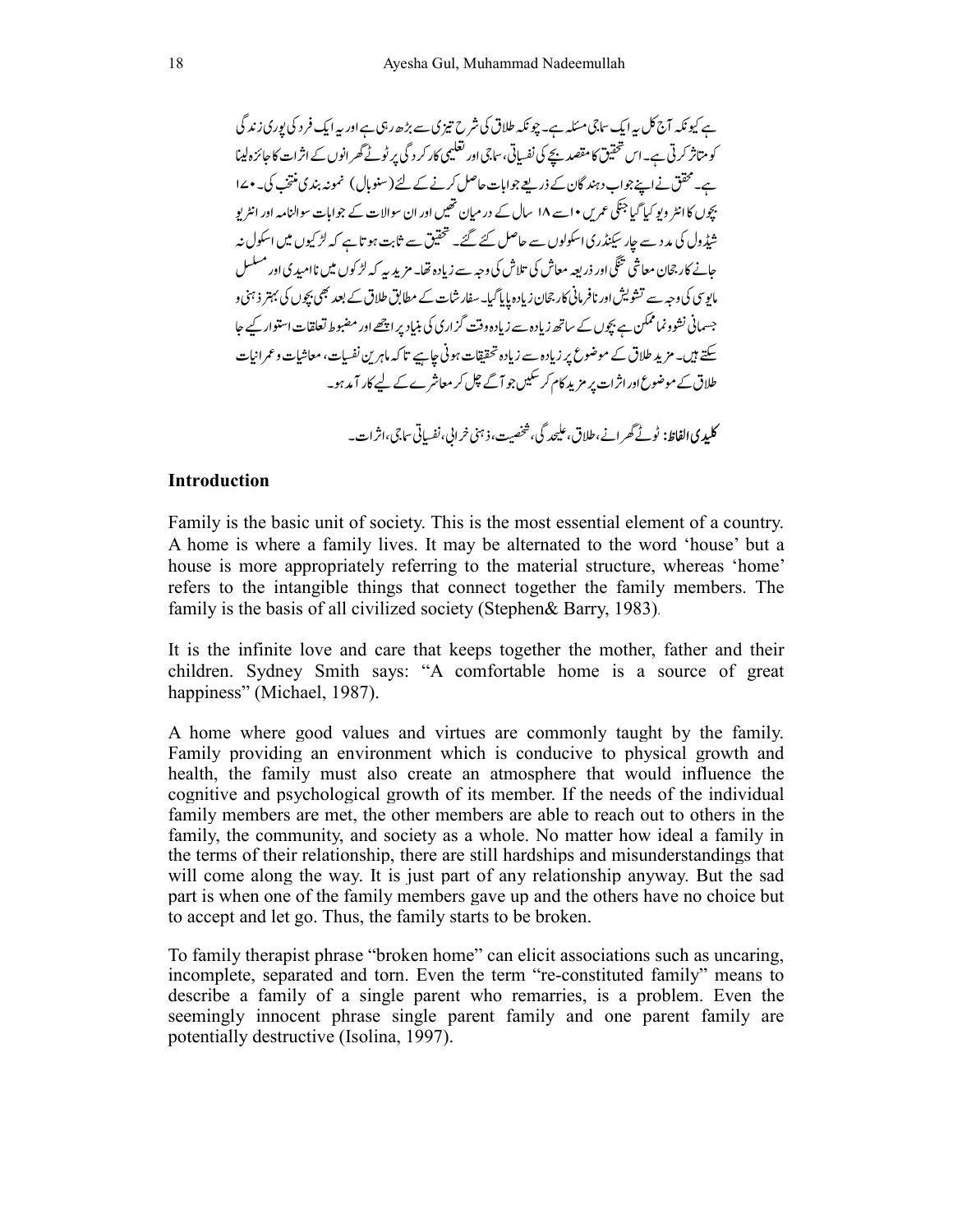ہے کیونکہ آج کل یہ ایک سماجی مسئلہ ہے۔ چونکہ طلاق کی شرح تیزی سے بڑھ رہی ہے اور یہ ایک فرد کی پوری زندگی کو متاثر کرتی ہے۔ اس تحقیق کا مقصد بچے کی نفسیاتی، سماجی اور تعلیمی کارکردگی پر ٹوٹے گھرانوں کے اثرات کا جائزہ لینا ہے۔ محقق نے اپنے جواب دہندگان کے ذریعے جوابات حاصل کرنے کے لئے (سنوبال) نمونہ بندی منتخب کی۔ ۱۰۷ بچوں کا انٹرویو کیا گیا جنکی عمریں ۱۰ سے ۱۸ سال کے درمیان تھیں اور ان سوالات کے جوابات سوالنامہ اور انٹریو شیڈول کی مدد سے چار سیکنڈری اسکولوں سے حاصل کئے گئے۔ تحقیق سے ثابت ہوتا ہے کہ لڑکیوں میں اسکول نہ جانے کا رجحان معاشی تنگی اور ذریعہ معاش کی تلاش کی وجہ سے زیادہ تھا۔ مزید یہ کہ لڑکوں میں ناامیدی اور مسلسل مایوسی کی وجہ سے تشویش اور نافرمانی کا رجحان زیادہ پایا گیا۔ سفارشات کے مطابق طلاق کے بعد بھی بچوں کی بہتر ذہنی و جسمانی نشوونما ممکن ہے بچوں کے ساتھ زیادہ سے زیادہ وقت گزاری کی بنیاد پر اچھے اور مضبوط تعلقات استوار کیے جا سکتے ہیں۔ مزید طلاق کے موضوع پر زیادہ سے زیادہ تحقیقات ہونی چاہیے تاکہ ماہرین نفسیات، معاشیات و عمرانیات طلاق کے موضوع اور اثرات پر مزید کام کر سکیں جو آگے چل کر معاشرے کے لیے کارآمد ہو۔

**کلیدی الفاظ:** ٹوٹے گھرانے، طلاق، علیحدگی، شخصیت، ذہنی خرابی، نفسیاتی سماجی، اثرات۔

## Introduction

Family is the basic unit of society. This is the most essential element of a country. A home is where a family lives. It may be alternated to the word 'house' but a house is more appropriately referring to the material structure, whereas 'home' refers to the intangible things that connect together the family members. The family is the basis of all civilized society (Stephen& Barry, 1983).

It is the infinite love and care that keeps together the mother, father and their children. Sydney Smith says: "A comfortable home is a source of great happiness" (Michael, 1987).

A home where good values and virtues are commonly taught by the family. Family providing an environment which is conducive to physical growth and health, the family must also create an atmosphere that would influence the cognitive and psychological growth of its member. If the needs of the individual family members are met, the other members are able to reach out to others in the family, the community, and society as a whole. No matter how ideal a family in the terms of their relationship, there are still hardships and misunderstandings that will come along the way. It is just part of any relationship anyway. But the sad part is when one of the family members gave up and the others have no choice but to accept and let go. Thus, the family starts to be broken.

To family therapist phrase "broken home" can elicit associations such as uncaring, incomplete, separated and torn. Even the term "re-constituted family" means to describe a family of a single parent who remarries, is a problem. Even the seemingly innocent phrase single parent family and one parent family are potentially destructive (Isolina, 1997).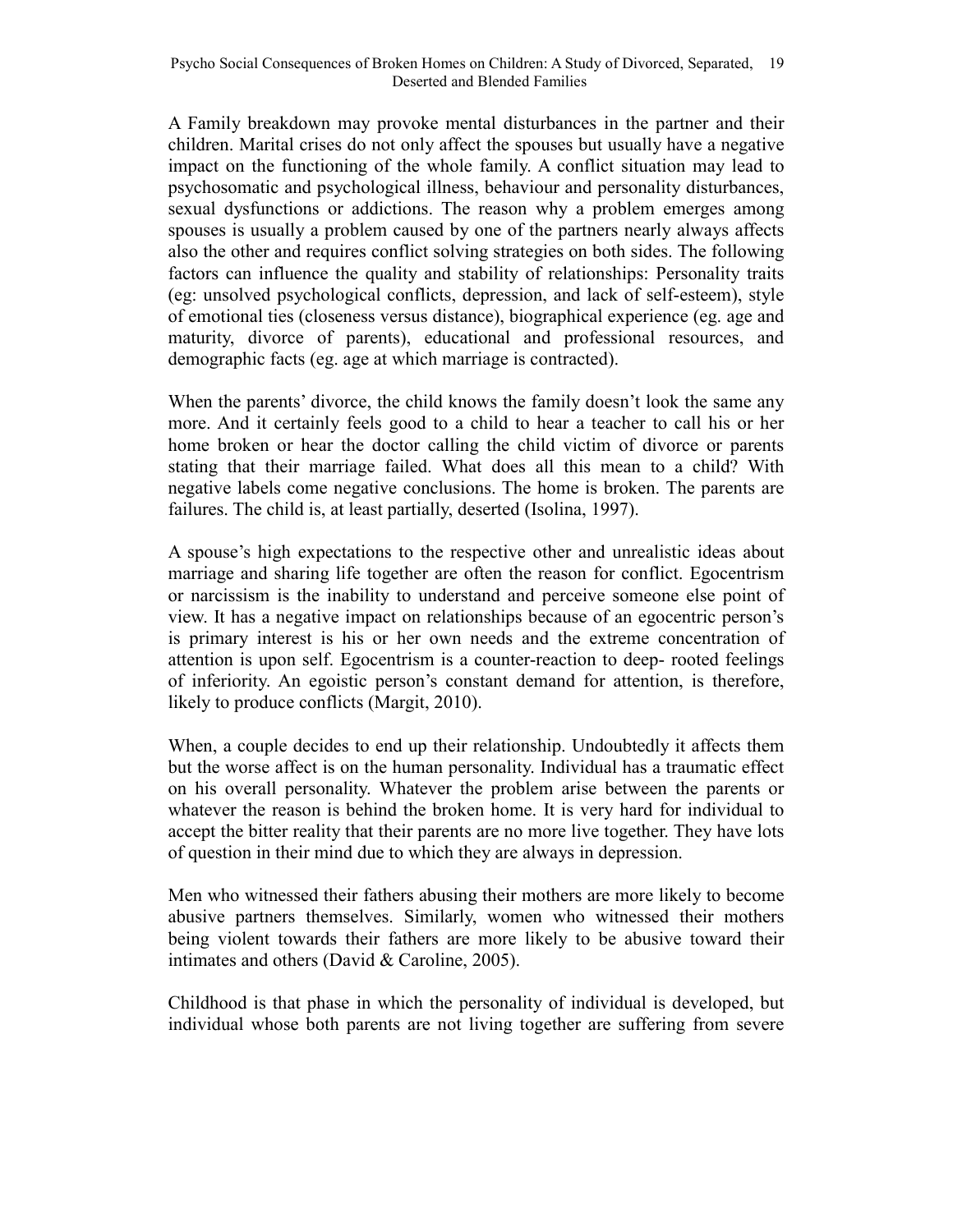A Family breakdown may provoke mental disturbances in the partner and their children. Marital crises do not only affect the spouses but usually have a negative impact on the functioning of the whole family. A conflict situation may lead to psychosomatic and psychological illness, behaviour and personality disturbances, sexual dysfunctions or addictions. The reason why a problem emerges among spouses is usually a problem caused by one of the partners nearly always affects also the other and requires conflict solving strategies on both sides. The following factors can influence the quality and stability of relationships: Personality traits (eg: unsolved psychological conflicts, depression, and lack of self-esteem), style of emotional ties (closeness versus distance), biographical experience (eg. age and maturity, divorce of parents), educational and professional resources, and demographic facts (eg. age at which marriage is contracted).

When the parents' divorce, the child knows the family doesn't look the same any more. And it certainly feels good to a child to hear a teacher to call his or her home broken or hear the doctor calling the child victim of divorce or parents stating that their marriage failed. What does all this mean to a child? With negative labels come negative conclusions. The home is broken. The parents are failures. The child is, at least partially, deserted (Isolina, 1997).

A spouse's high expectations to the respective other and unrealistic ideas about marriage and sharing life together are often the reason for conflict. Egocentrism or narcissism is the inability to understand and perceive someone else point of view. It has a negative impact on relationships because of an egocentric person's is primary interest is his or her own needs and the extreme concentration of attention is upon self. Egocentrism is a counter-reaction to deep- rooted feelings of inferiority. An egoistic person's constant demand for attention, is therefore, likely to produce conflicts (Margit, 2010).

When, a couple decides to end up their relationship. Undoubtedly it affects them but the worse affect is on the human personality. Individual has a traumatic effect on his overall personality. Whatever the problem arise between the parents or whatever the reason is behind the broken home. It is very hard for individual to accept the bitter reality that their parents are no more live together. They have lots of question in their mind due to which they are always in depression.

Men who witnessed their fathers abusing their mothers are more likely to become abusive partners themselves. Similarly, women who witnessed their mothers being violent towards their fathers are more likely to be abusive toward their intimates and others (David & Caroline, 2005).

Childhood is that phase in which the personality of individual is developed, but individual whose both parents are not living together are suffering from severe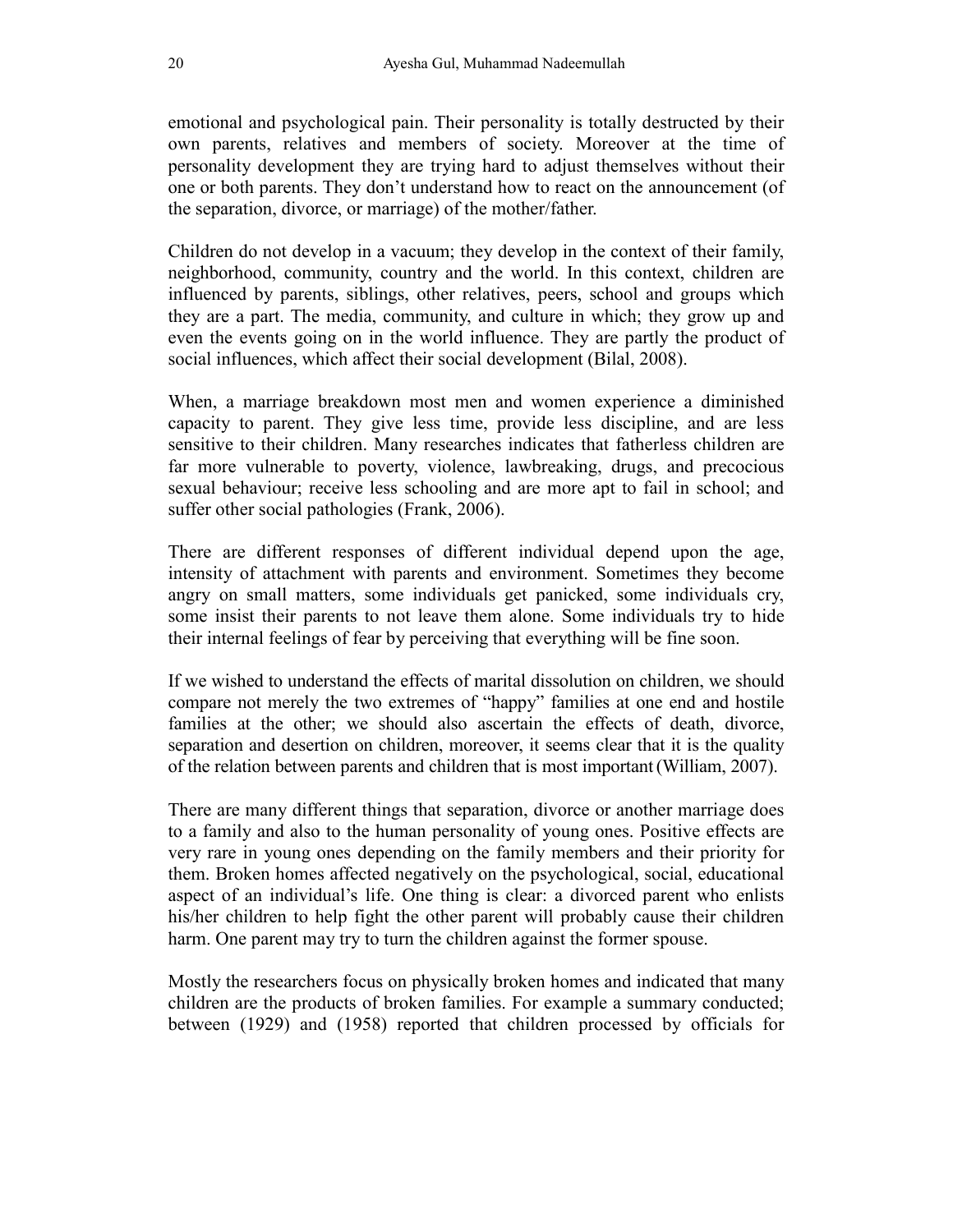emotional and psychological pain. Their personality is totally destructed by their own parents, relatives and members of society. Moreover at the time of personality development they are trying hard to adjust themselves without their one or both parents. They don't understand how to react on the announcement (of the separation, divorce, or marriage) of the mother/father.

Children do not develop in a vacuum; they develop in the context of their family, neighborhood, community, country and the world. In this context, children are influenced by parents, siblings, other relatives, peers, school and groups which they are a part. The media, community, and culture in which; they grow up and even the events going on in the world influence. They are partly the product of social influences, which affect their social development (Bilal, 2008).

When, a marriage breakdown most men and women experience a diminished capacity to parent. They give less time, provide less discipline, and are less sensitive to their children. Many researches indicates that fatherless children are far more vulnerable to poverty, violence, lawbreaking, drugs, and precocious sexual behaviour; receive less schooling and are more apt to fail in school; and suffer other social pathologies (Frank, 2006).

There are different responses of different individual depend upon the age, intensity of attachment with parents and environment. Sometimes they become angry on small matters, some individuals get panicked, some individuals cry, some insist their parents to not leave them alone. Some individuals try to hide their internal feelings of fear by perceiving that everything will be fine soon.

If we wished to understand the effects of marital dissolution on children, we should compare not merely the two extremes of "happy" families at one end and hostile families at the other; we should also ascertain the effects of death, divorce, separation and desertion on children, moreover, it seems clear that it is the quality of the relation between parents and children that is most important (William, 2007).

There are many different things that separation, divorce or another marriage does to a family and also to the human personality of young ones. Positive effects are very rare in young ones depending on the family members and their priority for them. Broken homes affected negatively on the psychological, social, educational aspect of an individual's life. One thing is clear: a divorced parent who enlists his/her children to help fight the other parent will probably cause their children harm. One parent may try to turn the children against the former spouse.

Mostly the researchers focus on physically broken homes and indicated that many children are the products of broken families. For example a summary conducted; between (1929) and (1958) reported that children processed by officials for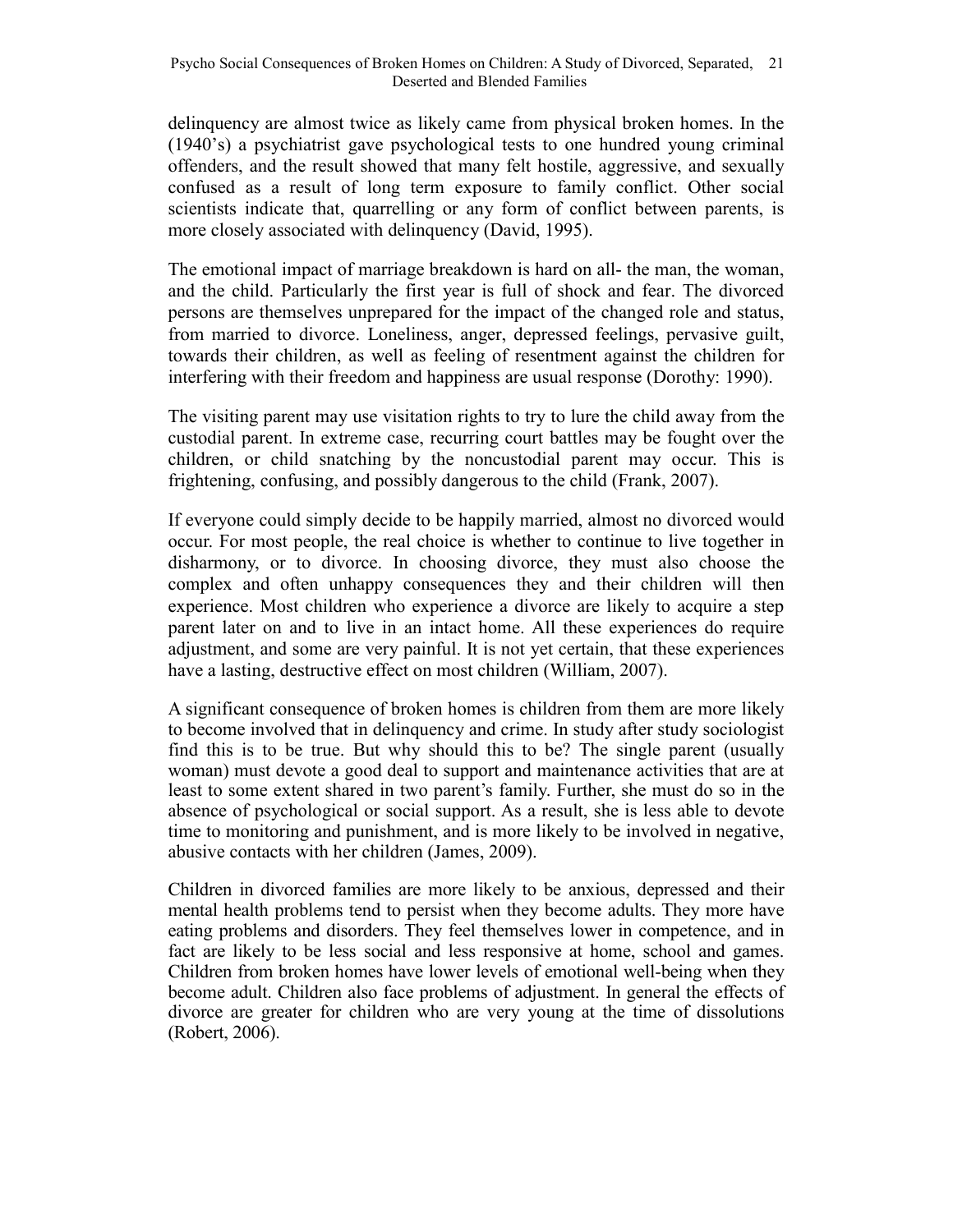delinquency are almost twice as likely came from physical broken homes. In the (1940's) a psychiatrist gave psychological tests to one hundred young criminal offenders, and the result showed that many felt hostile, aggressive, and sexually confused as a result of long term exposure to family conflict. Other social scientists indicate that, quarrelling or any form of conflict between parents, is more closely associated with delinquency (David, 1995).

The emotional impact of marriage breakdown is hard on all- the man, the woman, and the child. Particularly the first year is full of shock and fear. The divorced persons are themselves unprepared for the impact of the changed role and status, from married to divorce. Loneliness, anger, depressed feelings, pervasive guilt, towards their children, as well as feeling of resentment against the children for interfering with their freedom and happiness are usual response (Dorothy: 1990).

The visiting parent may use visitation rights to try to lure the child away from the custodial parent. In extreme case, recurring court battles may be fought over the children, or child snatching by the noncustodial parent may occur. This is frightening, confusing, and possibly dangerous to the child (Frank, 2007).

If everyone could simply decide to be happily married, almost no divorced would occur. For most people, the real choice is whether to continue to live together in disharmony, or to divorce. In choosing divorce, they must also choose the complex and often unhappy consequences they and their children will then experience. Most children who experience a divorce are likely to acquire a step parent later on and to live in an intact home. All these experiences do require adjustment, and some are very painful. It is not yet certain, that these experiences have a lasting, destructive effect on most children (William, 2007).

A significant consequence of broken homes is children from them are more likely to become involved that in delinquency and crime. In study after study sociologist find this is to be true. But why should this to be? The single parent (usually woman) must devote a good deal to support and maintenance activities that are at least to some extent shared in two parent's family. Further, she must do so in the absence of psychological or social support. As a result, she is less able to devote time to monitoring and punishment, and is more likely to be involved in negative, abusive contacts with her children (James, 2009).

Children in divorced families are more likely to be anxious, depressed and their mental health problems tend to persist when they become adults. They more have eating problems and disorders. They feel themselves lower in competence, and in fact are likely to be less social and less responsive at home, school and games. Children from broken homes have lower levels of emotional well-being when they become adult. Children also face problems of adjustment. In general the effects of divorce are greater for children who are very young at the time of dissolutions (Robert, 2006).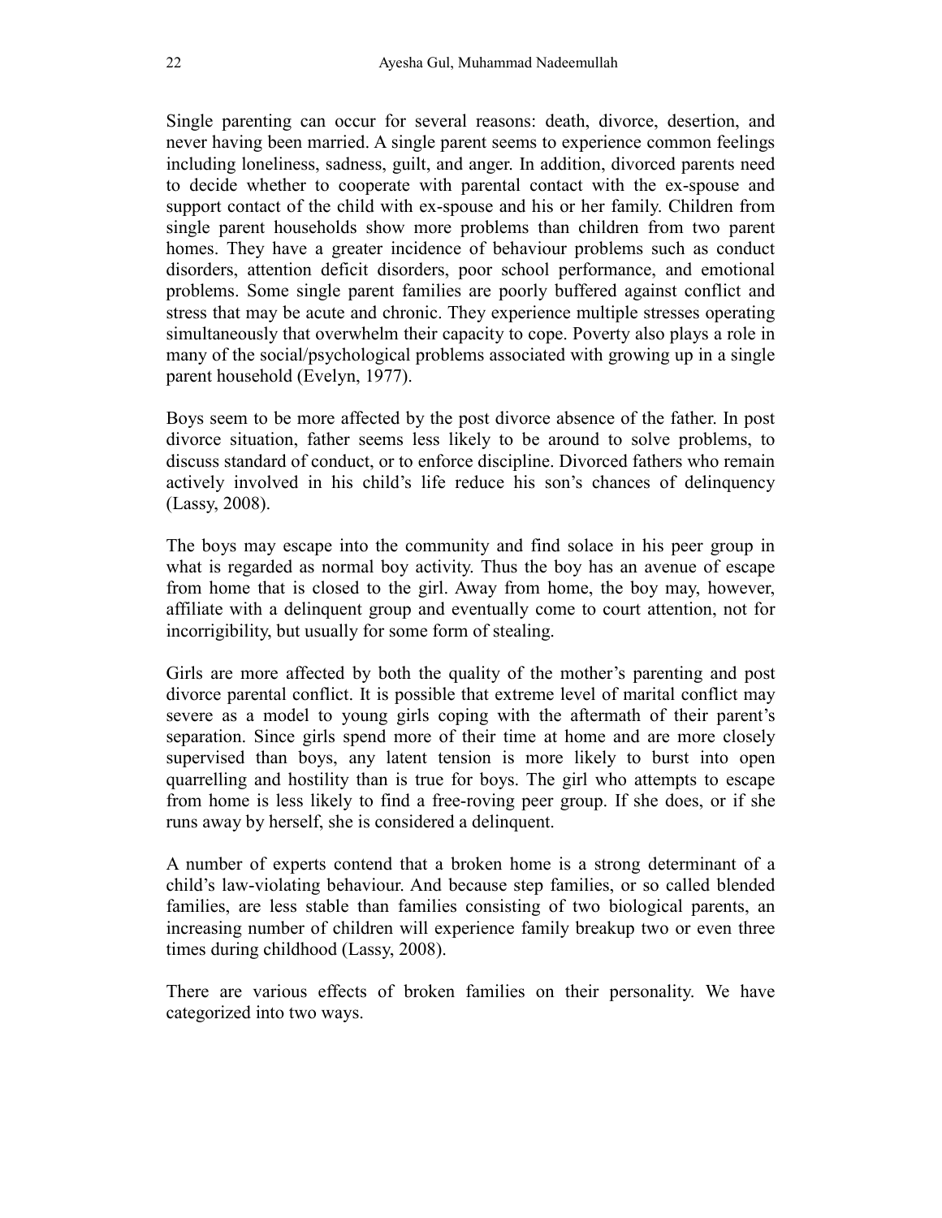Single parenting can occur for several reasons: death, divorce, desertion, and never having been married. A single parent seems to experience common feelings including loneliness, sadness, guilt, and anger. In addition, divorced parents need to decide whether to cooperate with parental contact with the ex-spouse and support contact of the child with ex-spouse and his or her family. Children from single parent households show more problems than children from two parent homes. They have a greater incidence of behaviour problems such as conduct disorders, attention deficit disorders, poor school performance, and emotional problems. Some single parent families are poorly buffered against conflict and stress that may be acute and chronic. They experience multiple stresses operating simultaneously that overwhelm their capacity to cope. Poverty also plays a role in many of the social/psychological problems associated with growing up in a single parent household (Evelyn, 1977).

Boys seem to be more affected by the post divorce absence of the father. In post divorce situation, father seems less likely to be around to solve problems, to discuss standard of conduct, or to enforce discipline. Divorced fathers who remain actively involved in his child's life reduce his son's chances of delinquency (Lassy, 2008).

The boys may escape into the community and find solace in his peer group in what is regarded as normal boy activity. Thus the boy has an avenue of escape from home that is closed to the girl. Away from home, the boy may, however, affiliate with a delinquent group and eventually come to court attention, not for incorrigibility, but usually for some form of stealing.

Girls are more affected by both the quality of the mother's parenting and post divorce parental conflict. It is possible that extreme level of marital conflict may severe as a model to young girls coping with the aftermath of their parent's separation. Since girls spend more of their time at home and are more closely supervised than boys, any latent tension is more likely to burst into open quarrelling and hostility than is true for boys. The girl who attempts to escape from home is less likely to find a free-roving peer group. If she does, or if she runs away by herself, she is considered a delinquent.

A number of experts contend that a broken home is a strong determinant of a child's law-violating behaviour. And because step families, or so called blended families, are less stable than families consisting of two biological parents, an increasing number of children will experience family breakup two or even three times during childhood (Lassy, 2008).

There are various effects of broken families on their personality. We have categorized into two ways.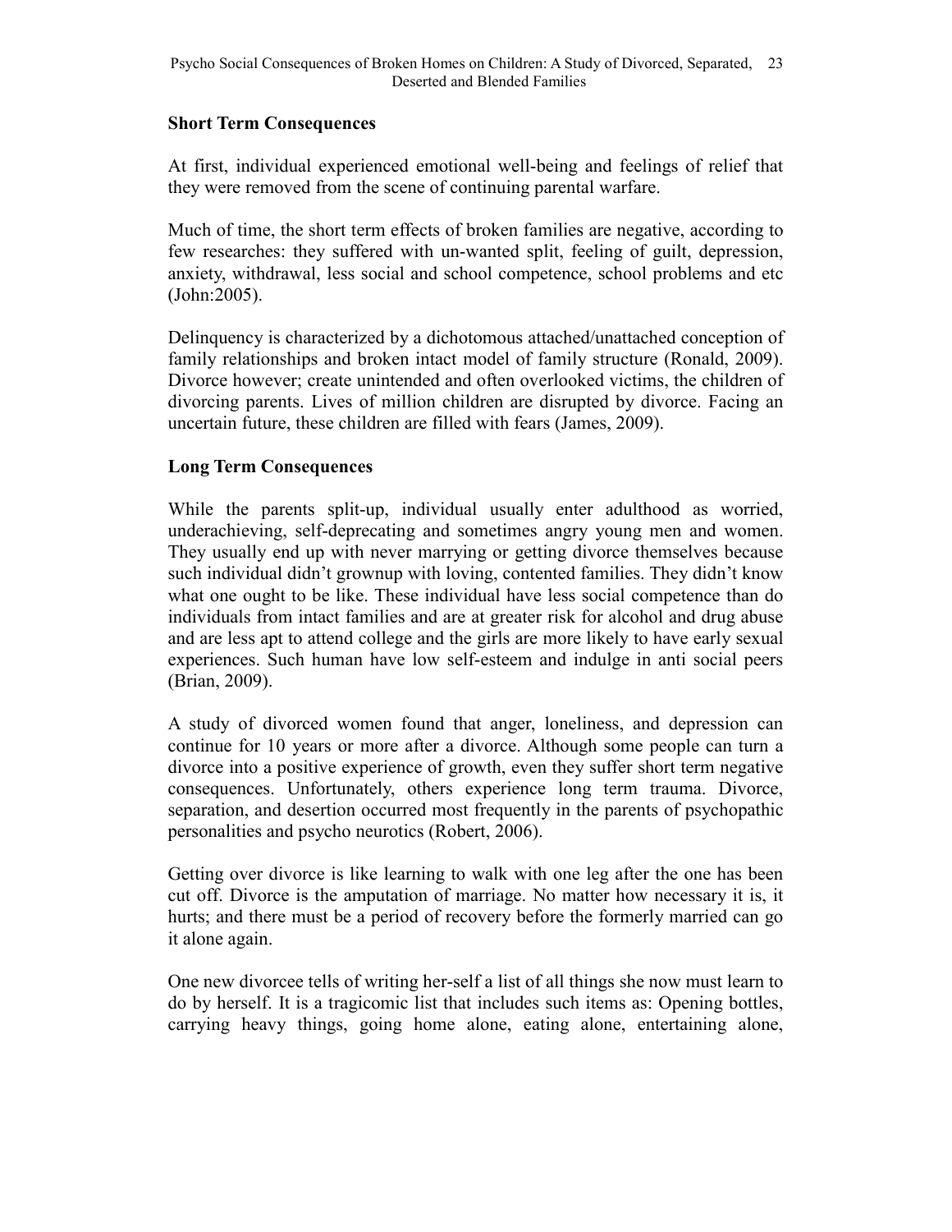### Short Term Consequences

At first, individual experienced emotional well-being and feelings of relief that they were removed from the scene of continuing parental warfare.

Much of time, the short term effects of broken families are negative, according to few researches: they suffered with un-wanted split, feeling of guilt, depression, anxiety, withdrawal, less social and school competence, school problems and etc (John:2005).

Delinquency is characterized by a dichotomous attached/unattached conception of family relationships and broken intact model of family structure (Ronald, 2009). Divorce however; create unintended and often overlooked victims, the children of divorcing parents. Lives of million children are disrupted by divorce. Facing an uncertain future, these children are filled with fears (James, 2009).

### Long Term Consequences

While the parents split-up, individual usually enter adulthood as worried, underachieving, self-deprecating and sometimes angry young men and women. They usually end up with never marrying or getting divorce themselves because such individual didn't grownup with loving, contented families. They didn't know what one ought to be like. These individual have less social competence than do individuals from intact families and are at greater risk for alcohol and drug abuse and are less apt to attend college and the girls are more likely to have early sexual experiences. Such human have low self-esteem and indulge in anti social peers (Brian, 2009).

A study of divorced women found that anger, loneliness, and depression can continue for 10 years or more after a divorce. Although some people can turn a divorce into a positive experience of growth, even they suffer short term negative consequences. Unfortunately, others experience long term trauma. Divorce, separation, and desertion occurred most frequently in the parents of psychopathic personalities and psycho neurotics (Robert, 2006).

Getting over divorce is like learning to walk with one leg after the one has been cut off. Divorce is the amputation of marriage. No matter how necessary it is, it hurts; and there must be a period of recovery before the formerly married can go it alone again.

One new divorcee tells of writing her-self a list of all things she now must learn to do by herself. It is a tragicomic list that includes such items as: Opening bottles, carrying heavy things, going home alone, eating alone, entertaining alone,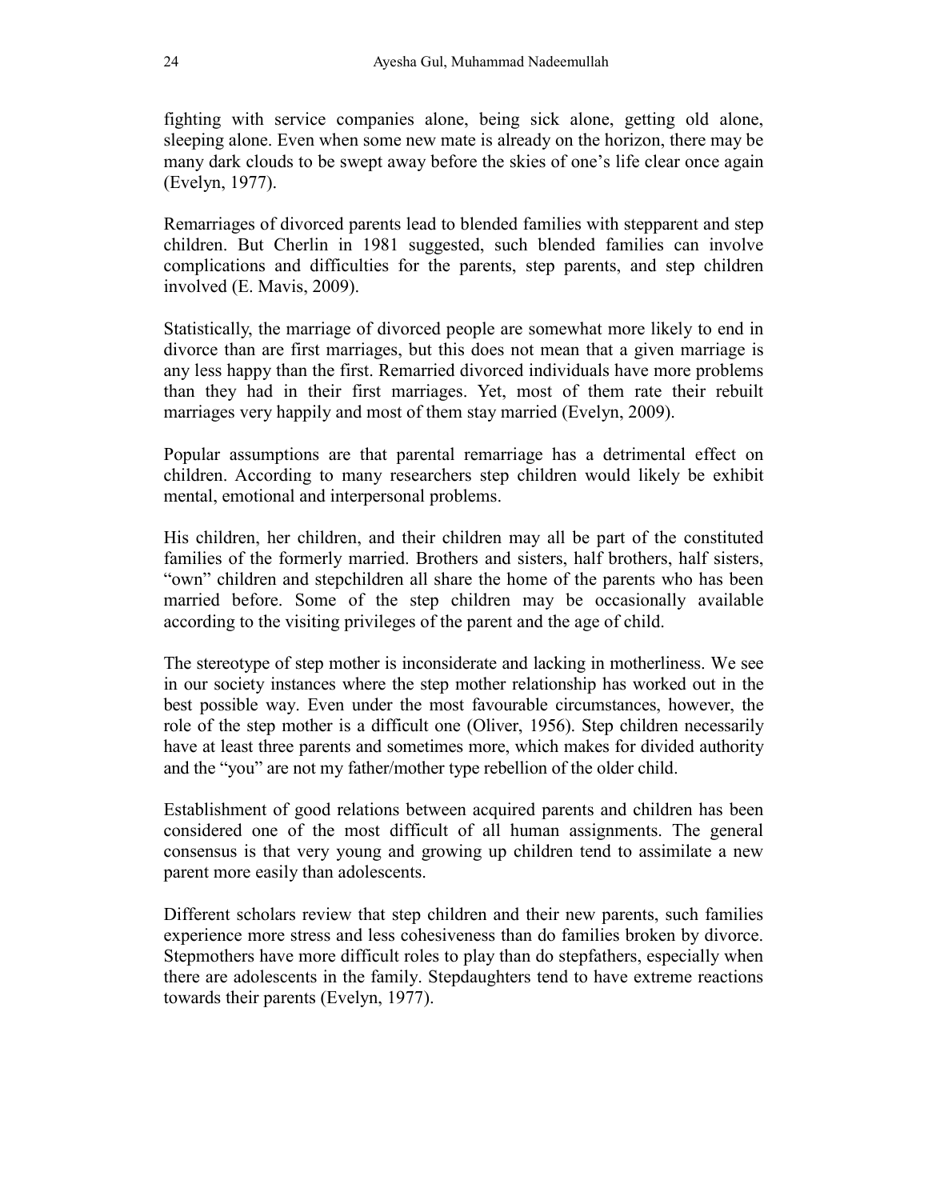fighting with service companies alone, being sick alone, getting old alone, sleeping alone. Even when some new mate is already on the horizon, there may be many dark clouds to be swept away before the skies of one's life clear once again (Evelyn, 1977).

Remarriages of divorced parents lead to blended families with stepparent and step children. But Cherlin in 1981 suggested, such blended families can involve complications and difficulties for the parents, step parents, and step children involved (E. Mavis, 2009).

Statistically, the marriage of divorced people are somewhat more likely to end in divorce than are first marriages, but this does not mean that a given marriage is any less happy than the first. Remarried divorced individuals have more problems than they had in their first marriages. Yet, most of them rate their rebuilt marriages very happily and most of them stay married (Evelyn, 2009).

Popular assumptions are that parental remarriage has a detrimental effect on children. According to many researchers step children would likely be exhibit mental, emotional and interpersonal problems.

His children, her children, and their children may all be part of the constituted families of the formerly married. Brothers and sisters, half brothers, half sisters, "own" children and stepchildren all share the home of the parents who has been married before. Some of the step children may be occasionally available according to the visiting privileges of the parent and the age of child.

The stereotype of step mother is inconsiderate and lacking in motherliness. We see in our society instances where the step mother relationship has worked out in the best possible way. Even under the most favourable circumstances, however, the role of the step mother is a difficult one (Oliver, 1956). Step children necessarily have at least three parents and sometimes more, which makes for divided authority and the "you" are not my father/mother type rebellion of the older child.

Establishment of good relations between acquired parents and children has been considered one of the most difficult of all human assignments. The general consensus is that very young and growing up children tend to assimilate a new parent more easily than adolescents.

Different scholars review that step children and their new parents, such families experience more stress and less cohesiveness than do families broken by divorce. Stepmothers have more difficult roles to play than do stepfathers, especially when there are adolescents in the family. Stepdaughters tend to have extreme reactions towards their parents (Evelyn, 1977).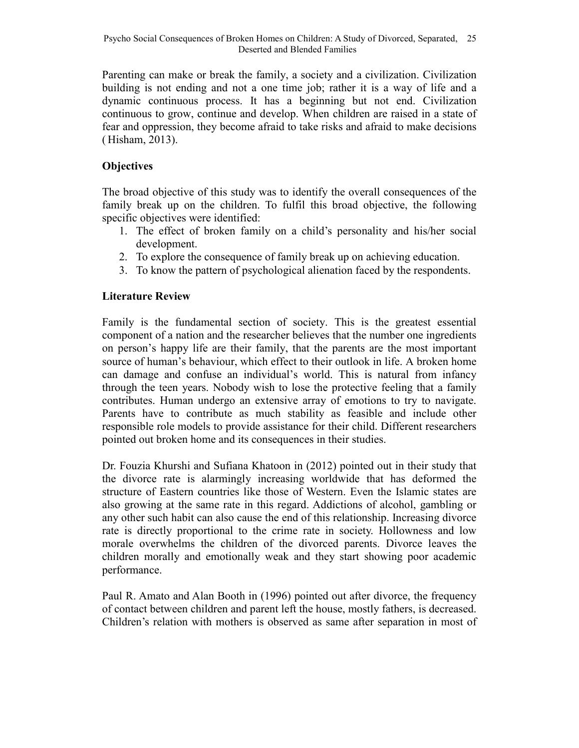Parenting can make or break the family, a society and a civilization. Civilization building is not ending and not a one time job; rather it is a way of life and a dynamic continuous process. It has a beginning but not end. Civilization continuous to grow, continue and develop. When children are raised in a state of fear and oppression, they become afraid to take risks and afraid to make decisions ( Hisham, 2013).

## Objectives

The broad objective of this study was to identify the overall consequences of the family break up on the children. To fulfil this broad objective, the following specific objectives were identified:

1. The effect of broken family on a child's personality and his/her social development.
2. To explore the consequence of family break up on achieving education.
3. To know the pattern of psychological alienation faced by the respondents.

## Literature Review

Family is the fundamental section of society. This is the greatest essential component of a nation and the researcher believes that the number one ingredients on person's happy life are their family, that the parents are the most important source of human's behaviour, which effect to their outlook in life. A broken home can damage and confuse an individual's world. This is natural from infancy through the teen years. Nobody wish to lose the protective feeling that a family contributes. Human undergo an extensive array of emotions to try to navigate. Parents have to contribute as much stability as feasible and include other responsible role models to provide assistance for their child. Different researchers pointed out broken home and its consequences in their studies.

Dr. Fouzia Khurshi and Sufiana Khatoon in (2012) pointed out in their study that the divorce rate is alarmingly increasing worldwide that has deformed the structure of Eastern countries like those of Western. Even the Islamic states are also growing at the same rate in this regard. Addictions of alcohol, gambling or any other such habit can also cause the end of this relationship. Increasing divorce rate is directly proportional to the crime rate in society. Hollowness and low morale overwhelms the children of the divorced parents. Divorce leaves the children morally and emotionally weak and they start showing poor academic performance.

Paul R. Amato and Alan Booth in (1996) pointed out after divorce, the frequency of contact between children and parent left the house, mostly fathers, is decreased. Children's relation with mothers is observed as same after separation in most of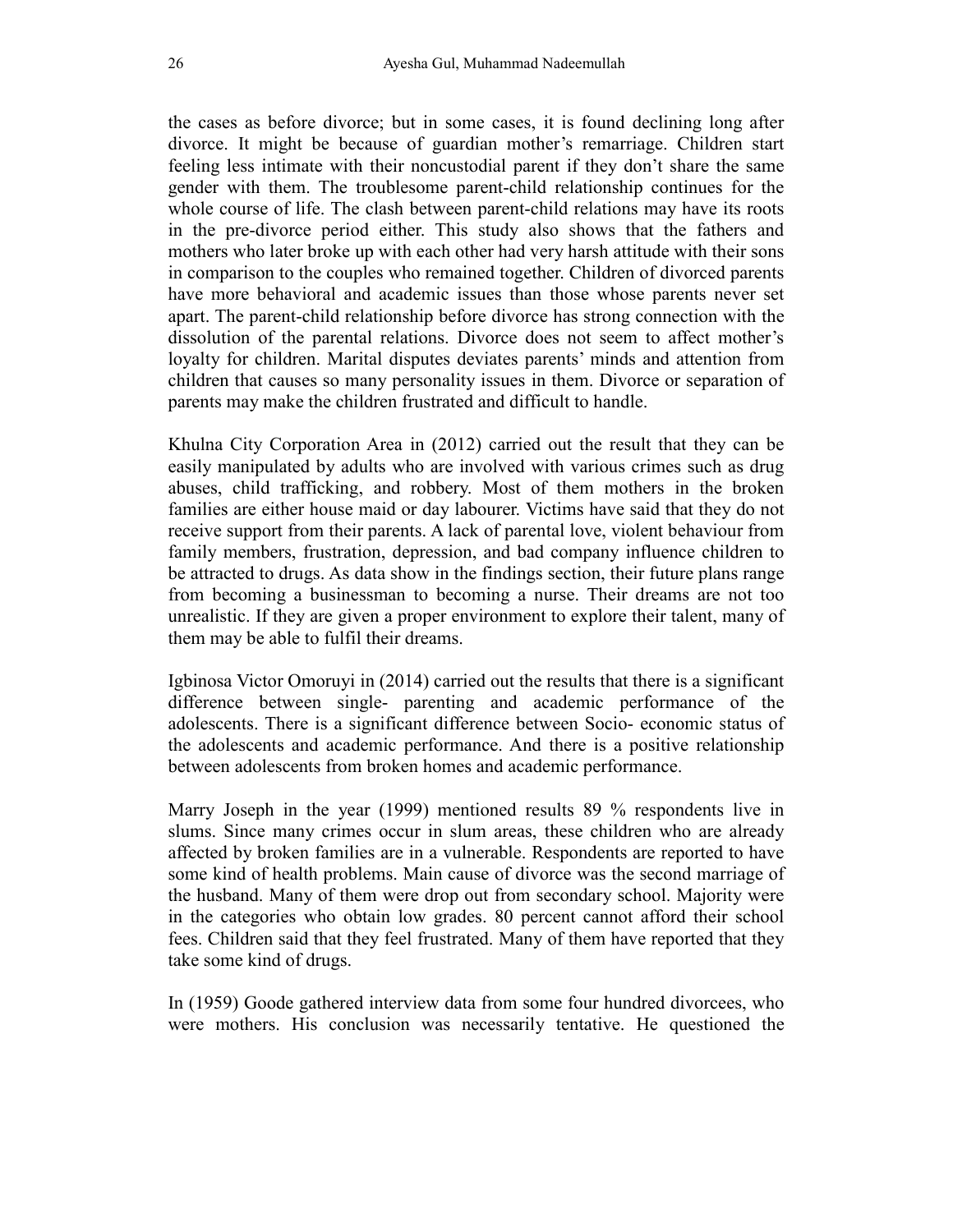the cases as before divorce; but in some cases, it is found declining long after divorce. It might be because of guardian mother's remarriage. Children start feeling less intimate with their noncustodial parent if they don't share the same gender with them. The troublesome parent-child relationship continues for the whole course of life. The clash between parent-child relations may have its roots in the pre-divorce period either. This study also shows that the fathers and mothers who later broke up with each other had very harsh attitude with their sons in comparison to the couples who remained together. Children of divorced parents have more behavioral and academic issues than those whose parents never set apart. The parent-child relationship before divorce has strong connection with the dissolution of the parental relations. Divorce does not seem to affect mother's loyalty for children. Marital disputes deviates parents' minds and attention from children that causes so many personality issues in them. Divorce or separation of parents may make the children frustrated and difficult to handle.

Khulna City Corporation Area in (2012) carried out the result that they can be easily manipulated by adults who are involved with various crimes such as drug abuses, child trafficking, and robbery. Most of them mothers in the broken families are either house maid or day labourer. Victims have said that they do not receive support from their parents. A lack of parental love, violent behaviour from family members, frustration, depression, and bad company influence children to be attracted to drugs. As data show in the findings section, their future plans range from becoming a businessman to becoming a nurse. Their dreams are not too unrealistic. If they are given a proper environment to explore their talent, many of them may be able to fulfil their dreams.

Igbinosa Victor Omoruyi in (2014) carried out the results that there is a significant difference between single- parenting and academic performance of the adolescents. There is a significant difference between Socio- economic status of the adolescents and academic performance. And there is a positive relationship between adolescents from broken homes and academic performance.

Marry Joseph in the year (1999) mentioned results 89 % respondents live in slums. Since many crimes occur in slum areas, these children who are already affected by broken families are in a vulnerable. Respondents are reported to have some kind of health problems. Main cause of divorce was the second marriage of the husband. Many of them were drop out from secondary school. Majority were in the categories who obtain low grades. 80 percent cannot afford their school fees. Children said that they feel frustrated. Many of them have reported that they take some kind of drugs.

In (1959) Goode gathered interview data from some four hundred divorcees, who were mothers. His conclusion was necessarily tentative. He questioned the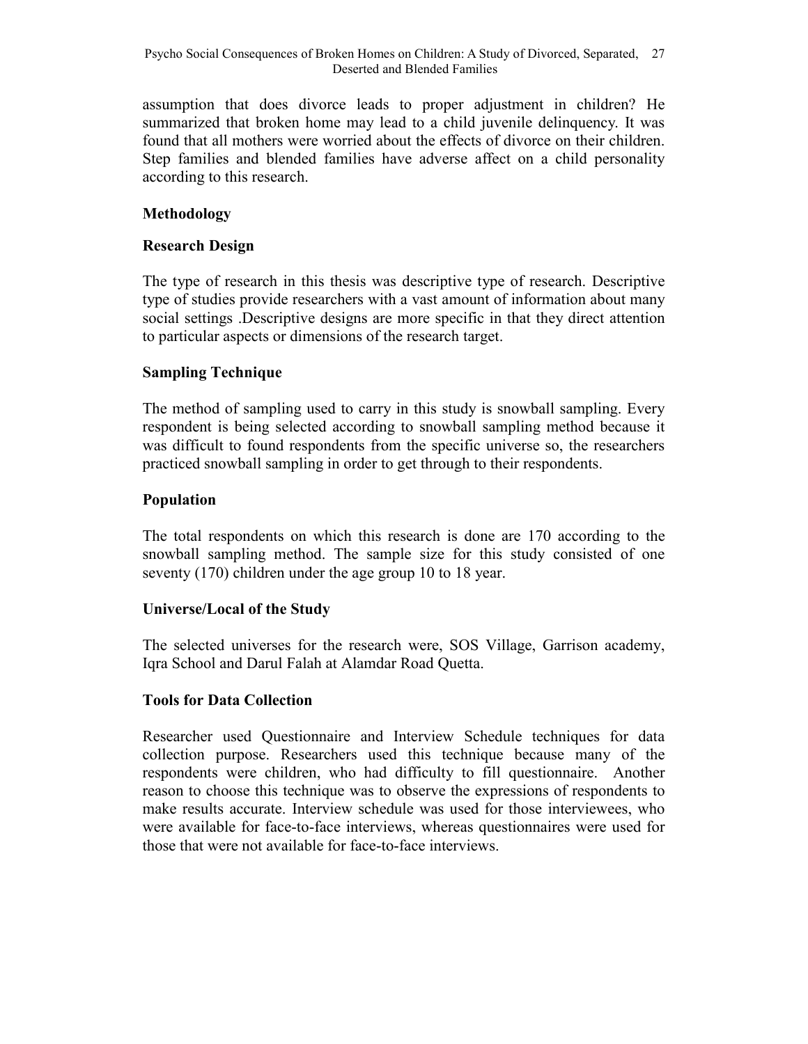assumption that does divorce leads to proper adjustment in children? He summarized that broken home may lead to a child juvenile delinquency. It was found that all mothers were worried about the effects of divorce on their children. Step families and blended families have adverse affect on a child personality according to this research.

## Methodology

### Research Design

The type of research in this thesis was descriptive type of research. Descriptive type of studies provide researchers with a vast amount of information about many social settings .Descriptive designs are more specific in that they direct attention to particular aspects or dimensions of the research target.

### Sampling Technique

The method of sampling used to carry in this study is snowball sampling. Every respondent is being selected according to snowball sampling method because it was difficult to found respondents from the specific universe so, the researchers practiced snowball sampling in order to get through to their respondents.

### Population

The total respondents on which this research is done are 170 according to the snowball sampling method. The sample size for this study consisted of one seventy (170) children under the age group 10 to 18 year.

### Universe/Local of the Study

The selected universes for the research were, SOS Village, Garrison academy, Iqra School and Darul Falah at Alamdar Road Quetta.

### Tools for Data Collection

Researcher used Questionnaire and Interview Schedule techniques for data collection purpose. Researchers used this technique because many of the respondents were children, who had difficulty to fill questionnaire. Another reason to choose this technique was to observe the expressions of respondents to make results accurate. Interview schedule was used for those interviewees, who were available for face-to-face interviews, whereas questionnaires were used for those that were not available for face-to-face interviews.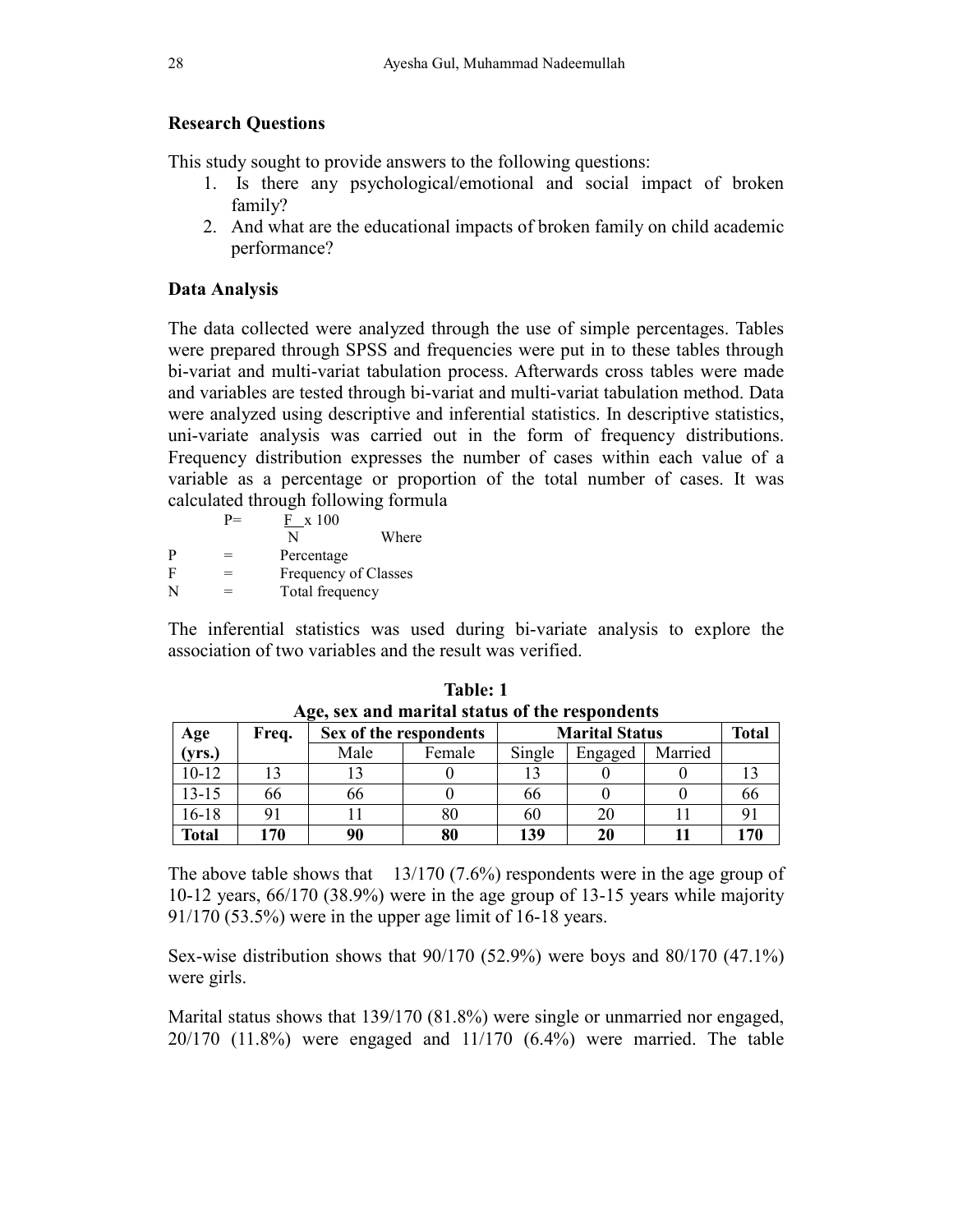### Research Questions

This study sought to provide answers to the following questions:

1. Is there any psychological/emotional and social impact of broken family?
2. And what are the educational impacts of broken family on child academic performance?

### Data Analysis

The data collected were analyzed through the use of simple percentages. Tables were prepared through SPSS and frequencies were put in to these tables through bi-variat and multi-variat tabulation process. Afterwards cross tables were made and variables are tested through bi-variat and multi-variat tabulation method. Data were analyzed using descriptive and inferential statistics. In descriptive statistics, uni-variate analysis was carried out in the form of frequency distributions. Frequency distribution expresses the number of cases within each value of a variable as a percentage or proportion of the total number of cases. It was calculated through following formula

$$P = \frac{F}{N} \times 100$$

Where

P = Percentage
F = Frequency of Classes
N = Total frequency

The inferential statistics was used during bi-variate analysis to explore the association of two variables and the result was verified.

**Table: 1**
**Age, sex and marital status of the respondents**

| Age (yrs.) | Freq. | Sex of the respondents | | Marital Status | | | Total |
|---|---|---|---|---|---|---|---|
| | | Male | Female | Single | Engaged | Married | |
| 10-12 | 13 | 13 | 0 | 13 | 0 | 0 | 13 |
| 13-15 | 66 | 66 | 0 | 66 | 0 | 0 | 66 |
| 16-18 | 91 | 11 | 80 | 60 | 20 | 11 | 91 |
| **Total** | **170** | **90** | **80** | **139** | **20** | **11** | **170** |

The above table shows that 13/170 (7.6%) respondents were in the age group of 10-12 years, 66/170 (38.9%) were in the age group of 13-15 years while majority 91/170 (53.5%) were in the upper age limit of 16-18 years.

Sex-wise distribution shows that 90/170 (52.9%) were boys and 80/170 (47.1%) were girls.

Marital status shows that 139/170 (81.8%) were single or unmarried nor engaged, 20/170 (11.8%) were engaged and 11/170 (6.4%) were married. The table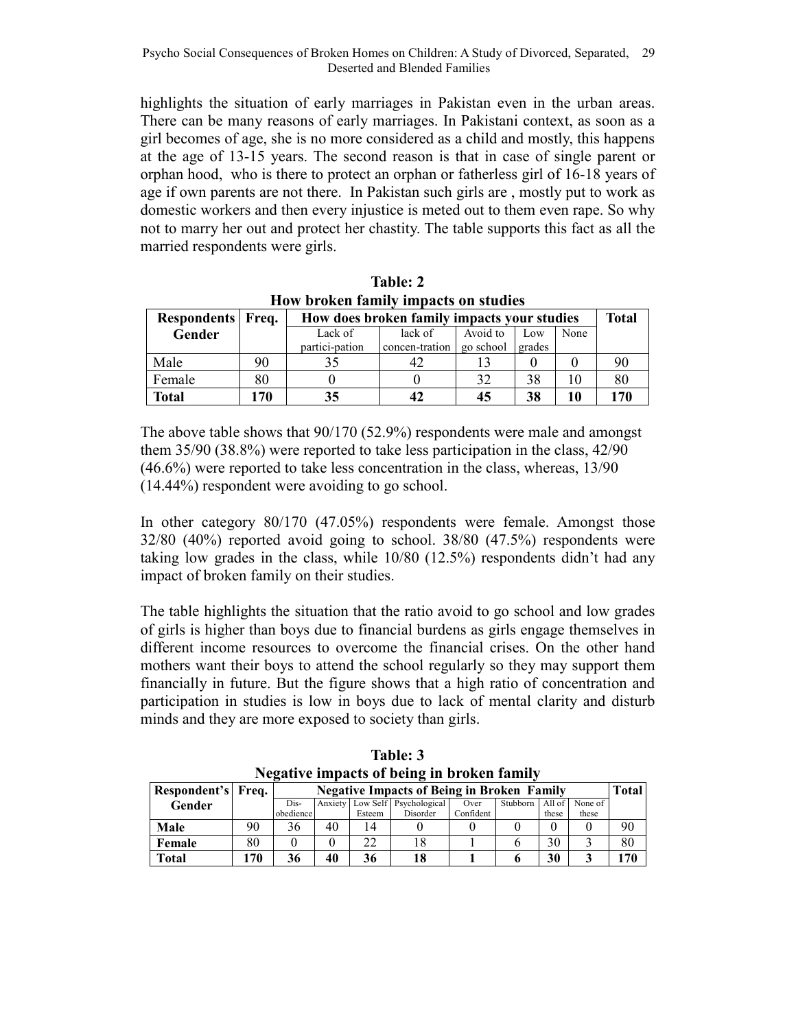highlights the situation of early marriages in Pakistan even in the urban areas. There can be many reasons of early marriages. In Pakistani context, as soon as a girl becomes of age, she is no more considered as a child and mostly, this happens at the age of 13-15 years. The second reason is that in case of single parent or orphan hood, who is there to protect an orphan or fatherless girl of 16-18 years of age if own parents are not there. In Pakistan such girls are , mostly put to work as domestic workers and then every injustice is meted out to them even rape. So why not to marry her out and protect her chastity. The table supports this fact as all the married respondents were girls.

**Table: 2**
**How broken family impacts on studies**

| Respondents Gender | Freq. | How does broken family impacts your studies | | | | | Total |
|---|---|---|---|---|---|---|---|
| | | Lack of partici-pation | lack of concen-tration | Avoid to go school | Low grades | None | |
| Male | 90 | 35 | 42 | 13 | 0 | 0 | 90 |
| Female | 80 | 0 | 0 | 32 | 38 | 10 | 80 |
| **Total** | **170** | **35** | **42** | **45** | **38** | **10** | **170** |

The above table shows that 90/170 (52.9%) respondents were male and amongst them 35/90 (38.8%) were reported to take less participation in the class, 42/90 (46.6%) were reported to take less concentration in the class, whereas, 13/90 (14.44%) respondent were avoiding to go school.

In other category 80/170 (47.05%) respondents were female. Amongst those 32/80 (40%) reported avoid going to school. 38/80 (47.5%) respondents were taking low grades in the class, while 10/80 (12.5%) respondents didn't had any impact of broken family on their studies.

The table highlights the situation that the ratio avoid to go school and low grades of girls is higher than boys due to financial burdens as girls engage themselves in different income resources to overcome the financial crises. On the other hand mothers want their boys to attend the school regularly so they may support them financially in future. But the figure shows that a high ratio of concentration and participation in studies is low in boys due to lack of mental clarity and disturb minds and they are more exposed to society than girls.

**Table: 3**
**Negative impacts of being in broken family**

| Respondent's Gender | Freq. | Negative Impacts of Being in Broken Family | | | | | | | | Total |
|---|---|---|---|---|---|---|---|---|---|---|
| | | Dis-obedience | Anxiety | Low Self Esteem | Psychological Disorder | Over Confident | Stubborn | All of these | None of these | |
| **Male** | 90 | 36 | 40 | 14 | 0 | 0 | 0 | 0 | 0 | 90 |
| **Female** | 80 | 0 | 0 | 22 | 18 | 1 | 6 | 30 | 3 | 80 |
| **Total** | **170** | **36** | **40** | **36** | **18** | **1** | **6** | **30** | **3** | **170** |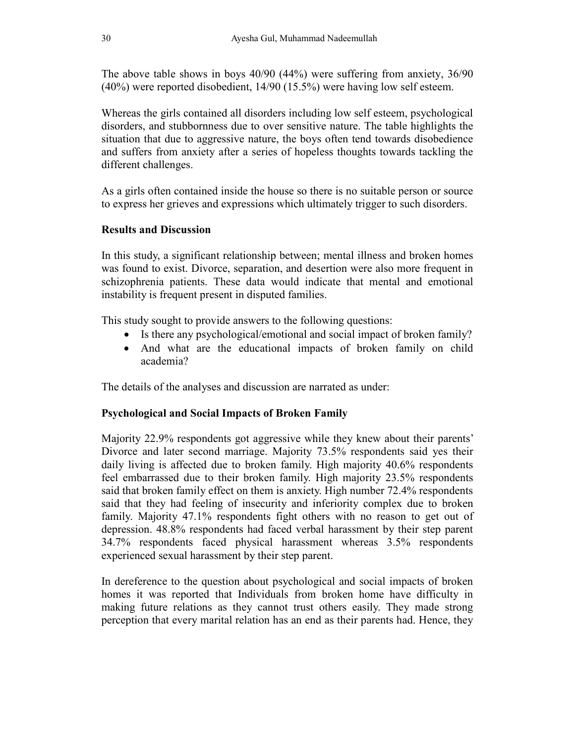The above table shows in boys 40/90 (44%) were suffering from anxiety, 36/90 (40%) were reported disobedient, 14/90 (15.5%) were having low self esteem.

Whereas the girls contained all disorders including low self esteem, psychological disorders, and stubbornness due to over sensitive nature. The table highlights the situation that due to aggressive nature, the boys often tend towards disobedience and suffers from anxiety after a series of hopeless thoughts towards tackling the different challenges.

As a girls often contained inside the house so there is no suitable person or source to express her grieves and expressions which ultimately trigger to such disorders.

**Results and Discussion**

In this study, a significant relationship between; mental illness and broken homes was found to exist. Divorce, separation, and desertion were also more frequent in schizophrenia patients. These data would indicate that mental and emotional instability is frequent present in disputed families.

This study sought to provide answers to the following questions:

- Is there any psychological/emotional and social impact of broken family?
- And what are the educational impacts of broken family on child academia?

The details of the analyses and discussion are narrated as under:

**Psychological and Social Impacts of Broken Family**

Majority 22.9% respondents got aggressive while they knew about their parents' Divorce and later second marriage. Majority 73.5% respondents said yes their daily living is affected due to broken family. High majority 40.6% respondents feel embarrassed due to their broken family. High majority 23.5% respondents said that broken family effect on them is anxiety. High number 72.4% respondents said that they had feeling of insecurity and inferiority complex due to broken family. Majority 47.1% respondents fight others with no reason to get out of depression. 48.8% respondents had faced verbal harassment by their step parent 34.7% respondents faced physical harassment whereas 3.5% respondents experienced sexual harassment by their step parent.

In dereference to the question about psychological and social impacts of broken homes it was reported that Individuals from broken home have difficulty in making future relations as they cannot trust others easily. They made strong perception that every marital relation has an end as their parents had. Hence, they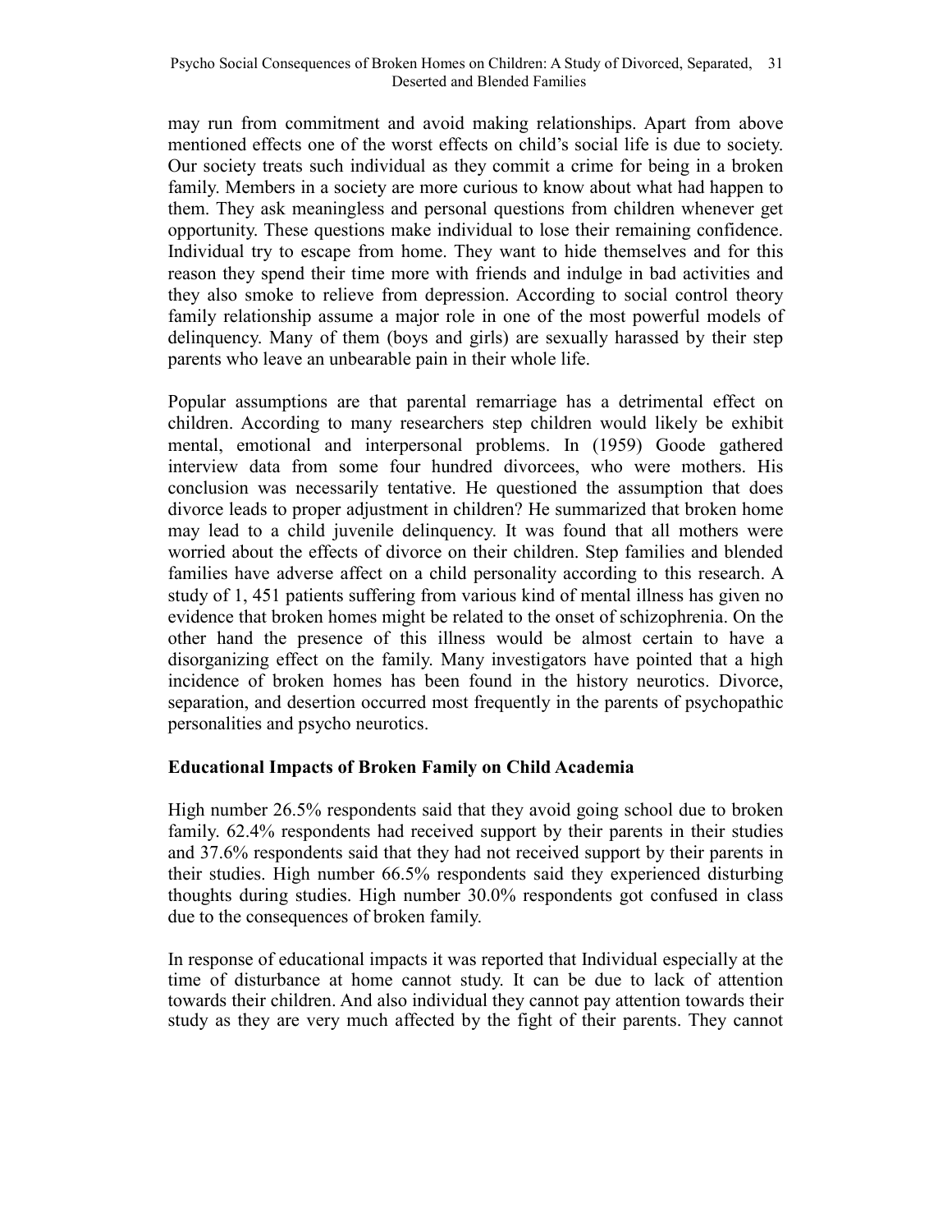may run from commitment and avoid making relationships. Apart from above mentioned effects one of the worst effects on child's social life is due to society. Our society treats such individual as they commit a crime for being in a broken family. Members in a society are more curious to know about what had happen to them. They ask meaningless and personal questions from children whenever get opportunity. These questions make individual to lose their remaining confidence. Individual try to escape from home. They want to hide themselves and for this reason they spend their time more with friends and indulge in bad activities and they also smoke to relieve from depression. According to social control theory family relationship assume a major role in one of the most powerful models of delinquency. Many of them (boys and girls) are sexually harassed by their step parents who leave an unbearable pain in their whole life.

Popular assumptions are that parental remarriage has a detrimental effect on children. According to many researchers step children would likely be exhibit mental, emotional and interpersonal problems. In (1959) Goode gathered interview data from some four hundred divorcees, who were mothers. His conclusion was necessarily tentative. He questioned the assumption that does divorce leads to proper adjustment in children? He summarized that broken home may lead to a child juvenile delinquency. It was found that all mothers were worried about the effects of divorce on their children. Step families and blended families have adverse affect on a child personality according to this research. A study of 1, 451 patients suffering from various kind of mental illness has given no evidence that broken homes might be related to the onset of schizophrenia. On the other hand the presence of this illness would be almost certain to have a disorganizing effect on the family. Many investigators have pointed that a high incidence of broken homes has been found in the history neurotics. Divorce, separation, and desertion occurred most frequently in the parents of psychopathic personalities and psycho neurotics.

**Educational Impacts of Broken Family on Child Academia**

High number 26.5% respondents said that they avoid going school due to broken family. 62.4% respondents had received support by their parents in their studies and 37.6% respondents said that they had not received support by their parents in their studies. High number 66.5% respondents said they experienced disturbing thoughts during studies. High number 30.0% respondents got confused in class due to the consequences of broken family.

In response of educational impacts it was reported that Individual especially at the time of disturbance at home cannot study. It can be due to lack of attention towards their children. And also individual they cannot pay attention towards their study as they are very much affected by the fight of their parents. They cannot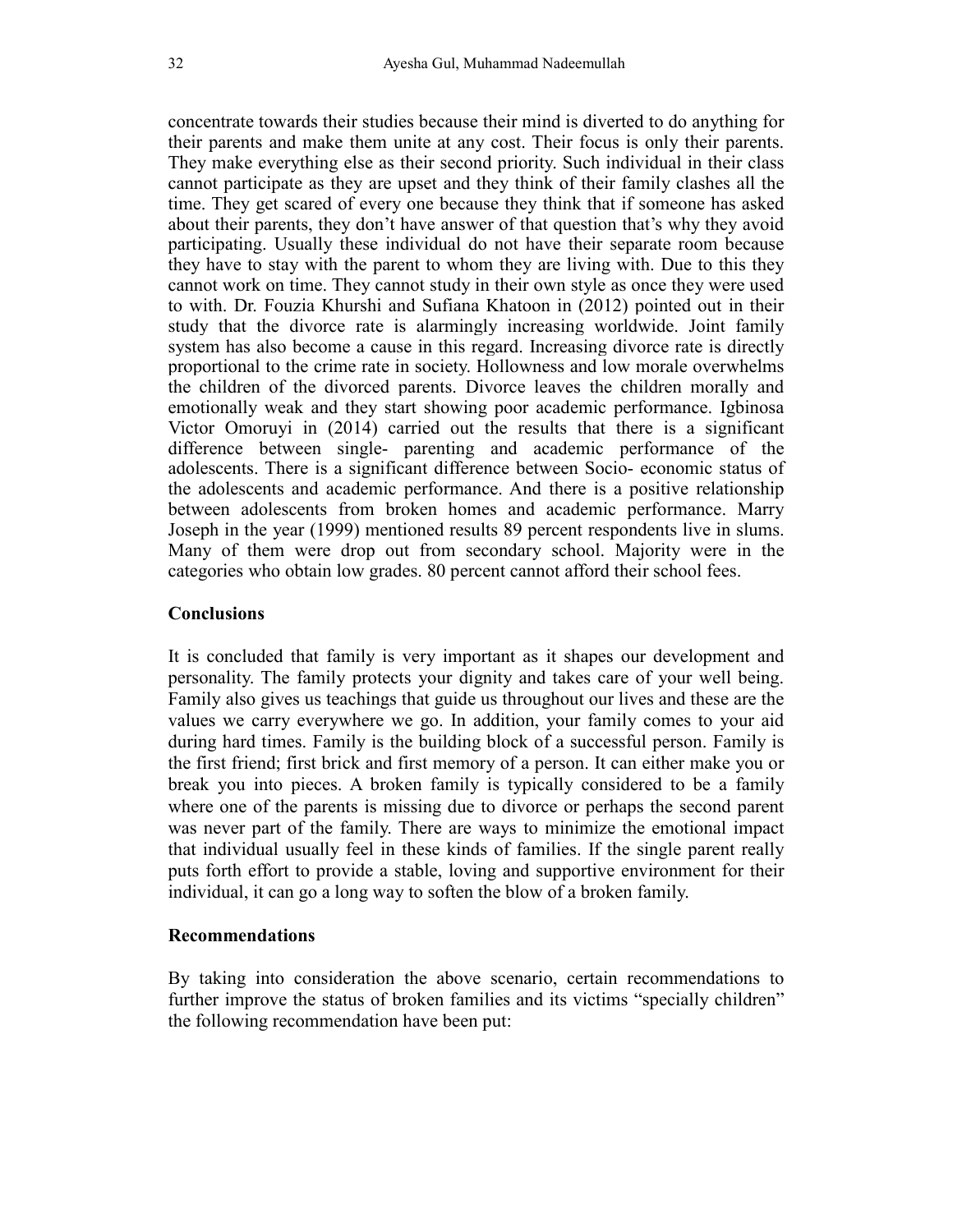concentrate towards their studies because their mind is diverted to do anything for their parents and make them unite at any cost. Their focus is only their parents. They make everything else as their second priority. Such individual in their class cannot participate as they are upset and they think of their family clashes all the time. They get scared of every one because they think that if someone has asked about their parents, they don't have answer of that question that's why they avoid participating. Usually these individual do not have their separate room because they have to stay with the parent to whom they are living with. Due to this they cannot work on time. They cannot study in their own style as once they were used to with. Dr. Fouzia Khurshi and Sufiana Khatoon in (2012) pointed out in their study that the divorce rate is alarmingly increasing worldwide. Joint family system has also become a cause in this regard. Increasing divorce rate is directly proportional to the crime rate in society. Hollowness and low morale overwhelms the children of the divorced parents. Divorce leaves the children morally and emotionally weak and they start showing poor academic performance. Igbinosa Victor Omoruyi in (2014) carried out the results that there is a significant difference between single- parenting and academic performance of the adolescents. There is a significant difference between Socio- economic status of the adolescents and academic performance. And there is a positive relationship between adolescents from broken homes and academic performance. Marry Joseph in the year (1999) mentioned results 89 percent respondents live in slums. Many of them were drop out from secondary school. Majority were in the categories who obtain low grades. 80 percent cannot afford their school fees.

## Conclusions

It is concluded that family is very important as it shapes our development and personality. The family protects your dignity and takes care of your well being. Family also gives us teachings that guide us throughout our lives and these are the values we carry everywhere we go. In addition, your family comes to your aid during hard times. Family is the building block of a successful person. Family is the first friend; first brick and first memory of a person. It can either make you or break you into pieces. A broken family is typically considered to be a family where one of the parents is missing due to divorce or perhaps the second parent was never part of the family. There are ways to minimize the emotional impact that individual usually feel in these kinds of families. If the single parent really puts forth effort to provide a stable, loving and supportive environment for their individual, it can go a long way to soften the blow of a broken family.

## Recommendations

By taking into consideration the above scenario, certain recommendations to further improve the status of broken families and its victims "specially children" the following recommendation have been put: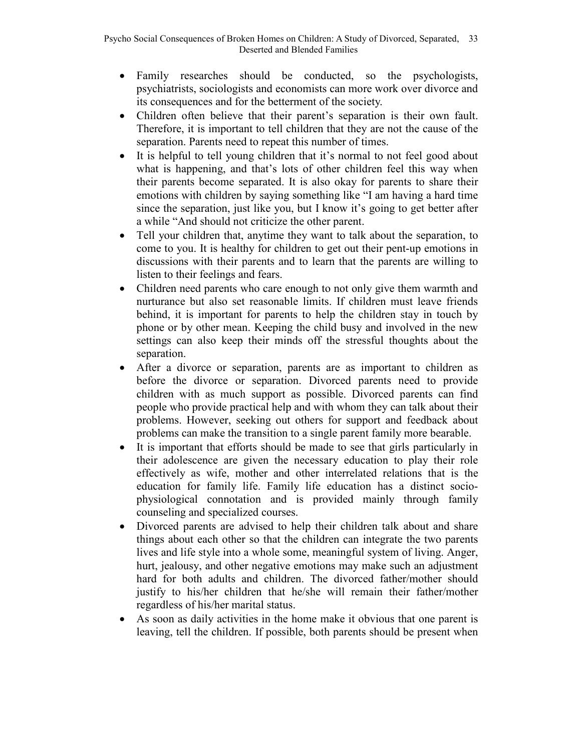- Family researches should be conducted, so the psychologists, psychiatrists, sociologists and economists can more work over divorce and its consequences and for the betterment of the society.
- Children often believe that their parent's separation is their own fault. Therefore, it is important to tell children that they are not the cause of the separation. Parents need to repeat this number of times.
- It is helpful to tell young children that it's normal to not feel good about what is happening, and that's lots of other children feel this way when their parents become separated. It is also okay for parents to share their emotions with children by saying something like "I am having a hard time since the separation, just like you, but I know it's going to get better after a while "And should not criticize the other parent.
- Tell your children that, anytime they want to talk about the separation, to come to you. It is healthy for children to get out their pent-up emotions in discussions with their parents and to learn that the parents are willing to listen to their feelings and fears.
- Children need parents who care enough to not only give them warmth and nurturance but also set reasonable limits. If children must leave friends behind, it is important for parents to help the children stay in touch by phone or by other mean. Keeping the child busy and involved in the new settings can also keep their minds off the stressful thoughts about the separation.
- After a divorce or separation, parents are as important to children as before the divorce or separation. Divorced parents need to provide children with as much support as possible. Divorced parents can find people who provide practical help and with whom they can talk about their problems. However, seeking out others for support and feedback about problems can make the transition to a single parent family more bearable.
- It is important that efforts should be made to see that girls particularly in their adolescence are given the necessary education to play their role effectively as wife, mother and other interrelated relations that is the education for family life. Family life education has a distinct socio-physiological connotation and is provided mainly through family counseling and specialized courses.
- Divorced parents are advised to help their children talk about and share things about each other so that the children can integrate the two parents lives and life style into a whole some, meaningful system of living. Anger, hurt, jealousy, and other negative emotions may make such an adjustment hard for both adults and children. The divorced father/mother should justify to his/her children that he/she will remain their father/mother regardless of his/her marital status.
- As soon as daily activities in the home make it obvious that one parent is leaving, tell the children. If possible, both parents should be present when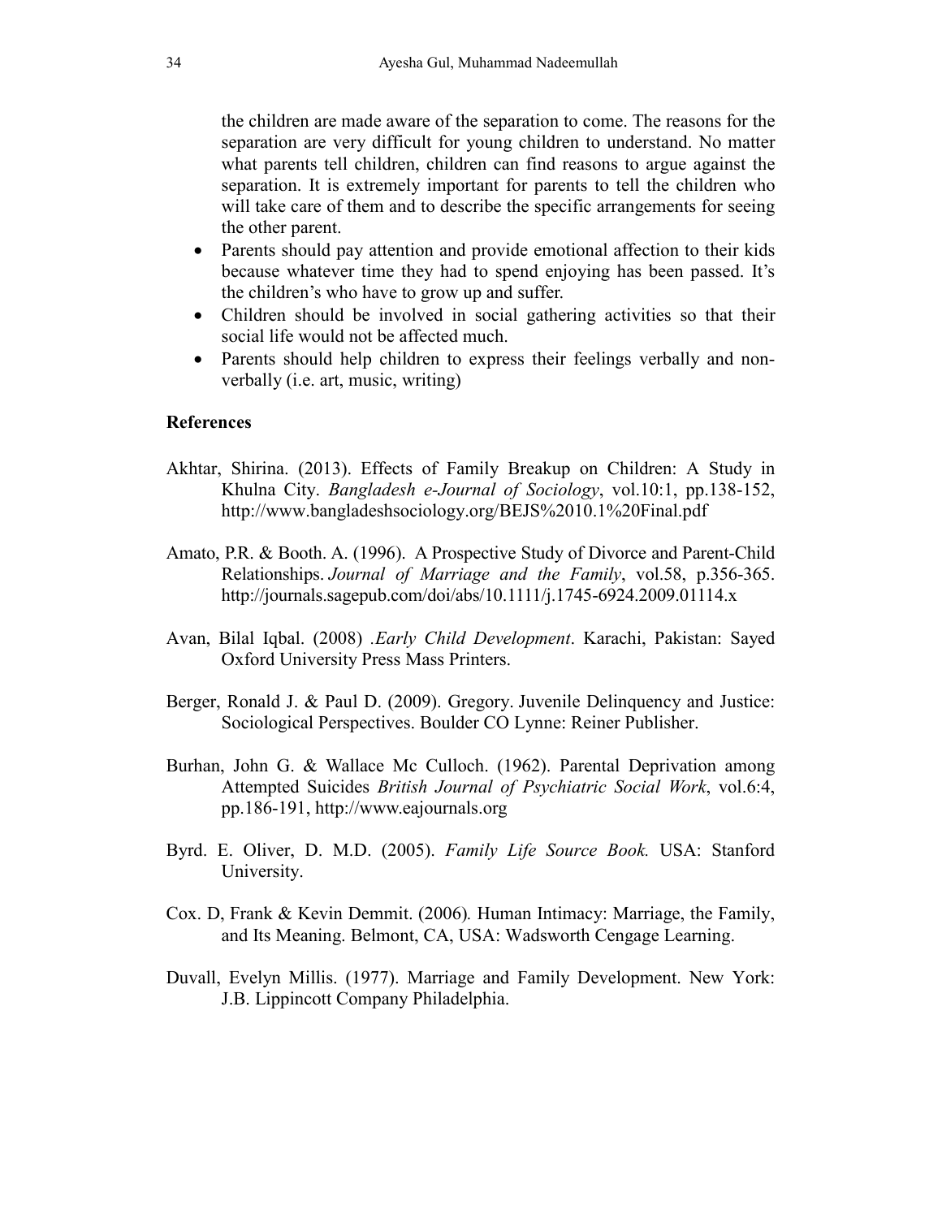the children are made aware of the separation to come. The reasons for the separation are very difficult for young children to understand. No matter what parents tell children, children can find reasons to argue against the separation. It is extremely important for parents to tell the children who will take care of them and to describe the specific arrangements for seeing the other parent.

- Parents should pay attention and provide emotional affection to their kids because whatever time they had to spend enjoying has been passed. It's the children's who have to grow up and suffer.
- Children should be involved in social gathering activities so that their social life would not be affected much.
- Parents should help children to express their feelings verbally and non-verbally (i.e. art, music, writing)

**References**

Akhtar, Shirina. (2013). Effects of Family Breakup on Children: A Study in Khulna City. *Bangladesh e-Journal of Sociology*, vol.10:1, pp.138-152, http://www.bangladeshsociology.org/BEJS%2010.1%20Final.pdf

Amato, P.R. & Booth. A. (1996). A Prospective Study of Divorce and Parent-Child Relationships. *Journal of Marriage and the Family*, vol.58, p.356-365. http://journals.sagepub.com/doi/abs/10.1111/j.1745-6924.2009.01114.x

Avan, Bilal Iqbal. (2008) .*Early Child Development*. Karachi, Pakistan: Sayed Oxford University Press Mass Printers.

Berger, Ronald J. & Paul D. (2009). Gregory. Juvenile Delinquency and Justice: Sociological Perspectives. Boulder CO Lynne: Reiner Publisher.

Burhan, John G. & Wallace Mc Culloch. (1962). Parental Deprivation among Attempted Suicides *British Journal of Psychiatric Social Work*, vol.6:4, pp.186-191, http://www.eajournals.org

Byrd. E. Oliver, D. M.D. (2005). *Family Life Source Book.* USA: Stanford University.

Cox. D, Frank & Kevin Demmit. (2006). Human Intimacy: Marriage, the Family, and Its Meaning. Belmont, CA, USA: Wadsworth Cengage Learning.

Duvall, Evelyn Millis. (1977). Marriage and Family Development. New York: J.B. Lippincott Company Philadelphia.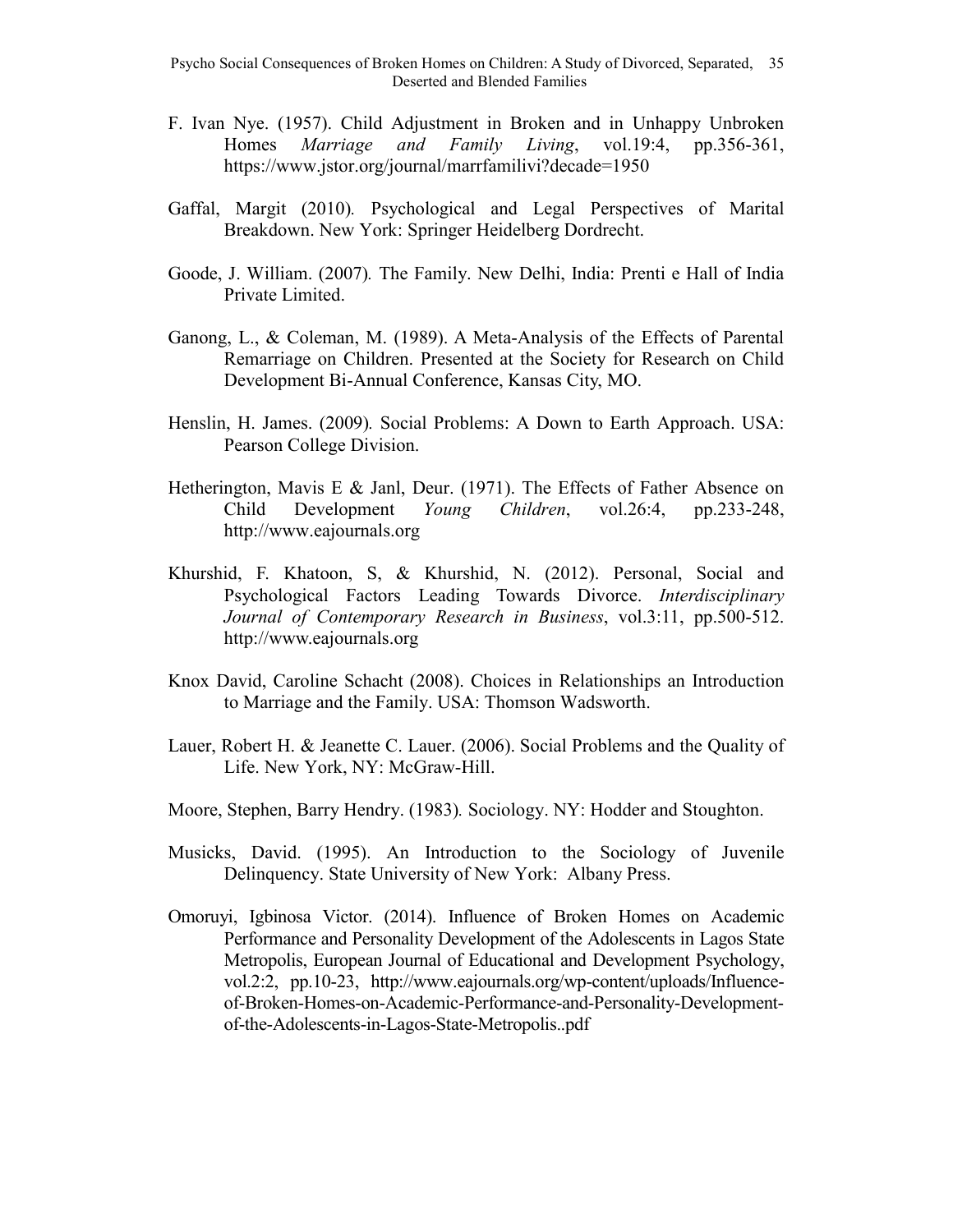F. Ivan Nye. (1957). Child Adjustment in Broken and in Unhappy Unbroken Homes *Marriage and Family Living*, vol.19:4, pp.356-361, https://www.jstor.org/journal/marrfamilivi?decade=1950

Gaffal, Margit (2010). Psychological and Legal Perspectives of Marital Breakdown. New York: Springer Heidelberg Dordrecht.

Goode, J. William. (2007). The Family. New Delhi, India: Prenti e Hall of India Private Limited.

Ganong, L., & Coleman, M. (1989). A Meta-Analysis of the Effects of Parental Remarriage on Children. Presented at the Society for Research on Child Development Bi-Annual Conference, Kansas City, MO.

Henslin, H. James. (2009). Social Problems: A Down to Earth Approach. USA: Pearson College Division.

Hetherington, Mavis E & Janl, Deur. (1971). The Effects of Father Absence on Child Development *Young Children*, vol.26:4, pp.233-248, http://www.eajournals.org

Khurshid, F. Khatoon, S, & Khurshid, N. (2012). Personal, Social and Psychological Factors Leading Towards Divorce. *Interdisciplinary Journal of Contemporary Research in Business*, vol.3:11, pp.500-512. http://www.eajournals.org

Knox David, Caroline Schacht (2008). Choices in Relationships an Introduction to Marriage and the Family. USA: Thomson Wadsworth.

Lauer, Robert H. & Jeanette C. Lauer. (2006). Social Problems and the Quality of Life. New York, NY: McGraw-Hill.

Moore, Stephen, Barry Hendry. (1983). Sociology. NY: Hodder and Stoughton.

Musicks, David. (1995). An Introduction to the Sociology of Juvenile Delinquency. State University of New York: Albany Press.

Omoruyi, Igbinosa Victor. (2014). Influence of Broken Homes on Academic Performance and Personality Development of the Adolescents in Lagos State Metropolis, European Journal of Educational and Development Psychology, vol.2:2, pp.10-23, http://www.eajournals.org/wp-content/uploads/Influence-of-Broken-Homes-on-Academic-Performance-and-Personality-Development-of-the-Adolescents-in-Lagos-State-Metropolis..pdf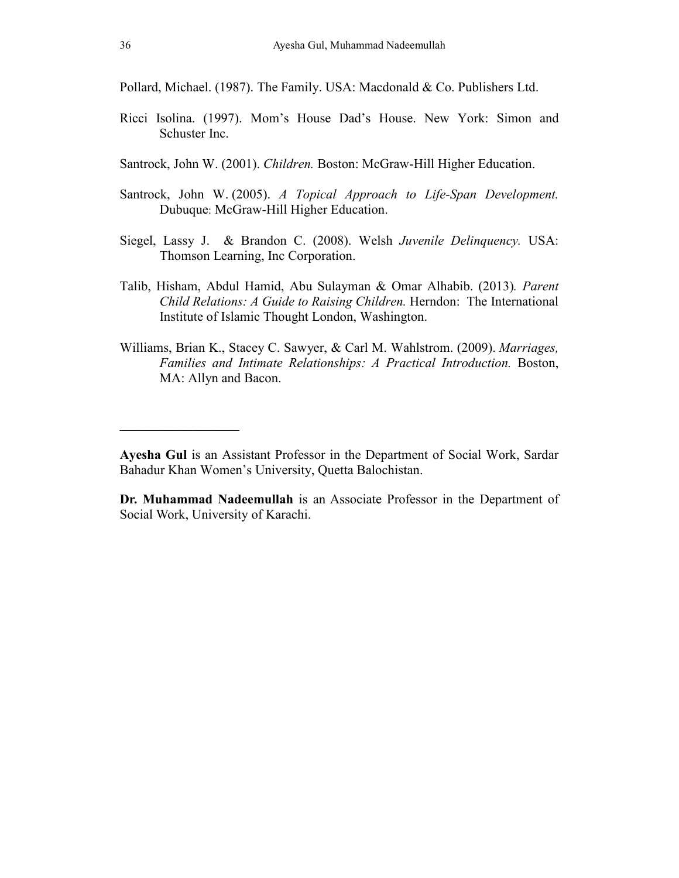Pollard, Michael. (1987). The Family. USA: Macdonald & Co. Publishers Ltd.

Ricci Isolina. (1997). Mom's House Dad's House. New York: Simon and Schuster Inc.

Santrock, John W. (2001). *Children.* Boston: McGraw-Hill Higher Education.

Santrock, John W. (2005). *A Topical Approach to Life-Span Development.* Dubuque: McGraw-Hill Higher Education.

Siegel, Lassy J. & Brandon C. (2008). Welsh *Juvenile Delinquency.* USA: Thomson Learning, Inc Corporation.

Talib, Hisham, Abdul Hamid, Abu Sulayman & Omar Alhabib. (2013). *Parent Child Relations: A Guide to Raising Children.* Herndon: The International Institute of Islamic Thought London, Washington.

Williams, Brian K., Stacey C. Sawyer, & Carl M. Wahlstrom. (2009). *Marriages, Families and Intimate Relationships: A Practical Introduction.* Boston, MA: Allyn and Bacon.

---

**Ayesha Gul** is an Assistant Professor in the Department of Social Work, Sardar Bahadur Khan Women's University, Quetta Balochistan.

**Dr. Muhammad Nadeemullah** is an Associate Professor in the Department of Social Work, University of Karachi.